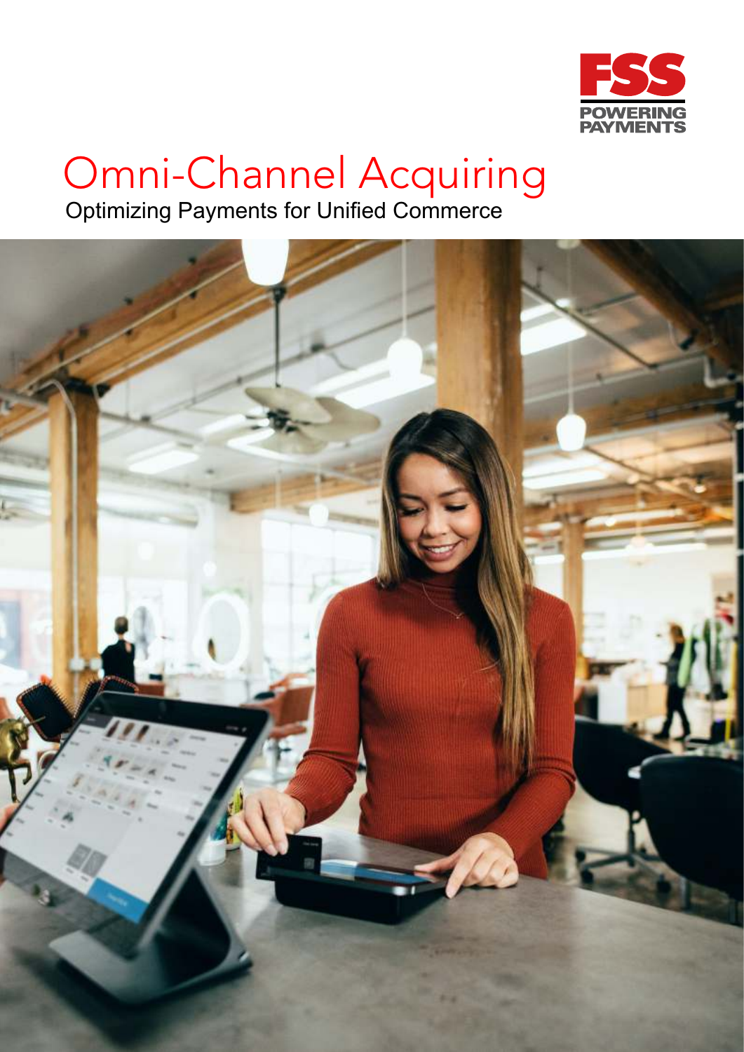FSS
POWERING PAYMENTS

# Omni-Channel Acquiring

Optimizing Payments for Unified Commerce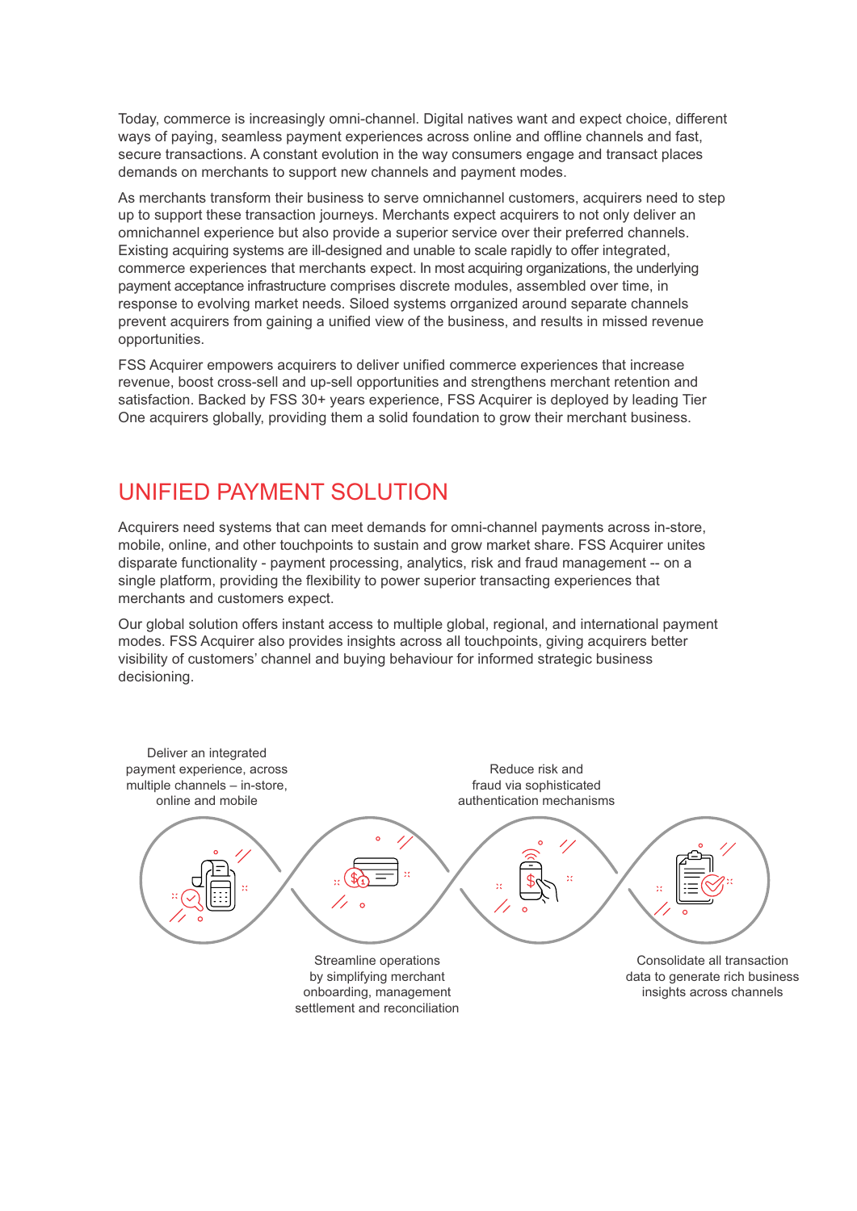Today, commerce is increasingly omni-channel. Digital natives want and expect choice, different ways of paying, seamless payment experiences across online and offline channels and fast, secure transactions. A constant evolution in the way consumers engage and transact places demands on merchants to support new channels and payment modes.

As merchants transform their business to serve omnichannel customers, acquirers need to step up to support these transaction journeys. Merchants expect acquirers to not only deliver an omnichannel experience but also provide a superior service over their preferred channels. Existing acquiring systems are ill-designed and unable to scale rapidly to offer integrated, commerce experiences that merchants expect. In most acquiring organizations, the underlying payment acceptance infrastructure comprises discrete modules, assembled over time, in response to evolving market needs. Siloed systems orrganized around separate channels prevent acquirers from gaining a unified view of the business, and results in missed revenue opportunities.

FSS Acquirer empowers acquirers to deliver unified commerce experiences that increase revenue, boost cross-sell and up-sell opportunities and strengthens merchant retention and satisfaction. Backed by FSS 30+ years experience, FSS Acquirer is deployed by leading Tier One acquirers globally, providing them a solid foundation to grow their merchant business.

## UNIFIED PAYMENT SOLUTION

Acquirers need systems that can meet demands for omni-channel payments across in-store, mobile, online, and other touchpoints to sustain and grow market share. FSS Acquirer unites disparate functionality - payment processing, analytics, risk and fraud management -- on a single platform, providing the flexibility to power superior transacting experiences that merchants and customers expect.

Our global solution offers instant access to multiple global, regional, and international payment modes. FSS Acquirer also provides insights across all touchpoints, giving acquirers better visibility of customers' channel and buying behaviour for informed strategic business decisioning.

Deliver an integrated payment experience, across multiple channels – in-store, online and mobile

Streamline operations by simplifying merchant onboarding, management settlement and reconciliation

Reduce risk and fraud via sophisticated authentication mechanisms

Consolidate all transaction data to generate rich business insights across channels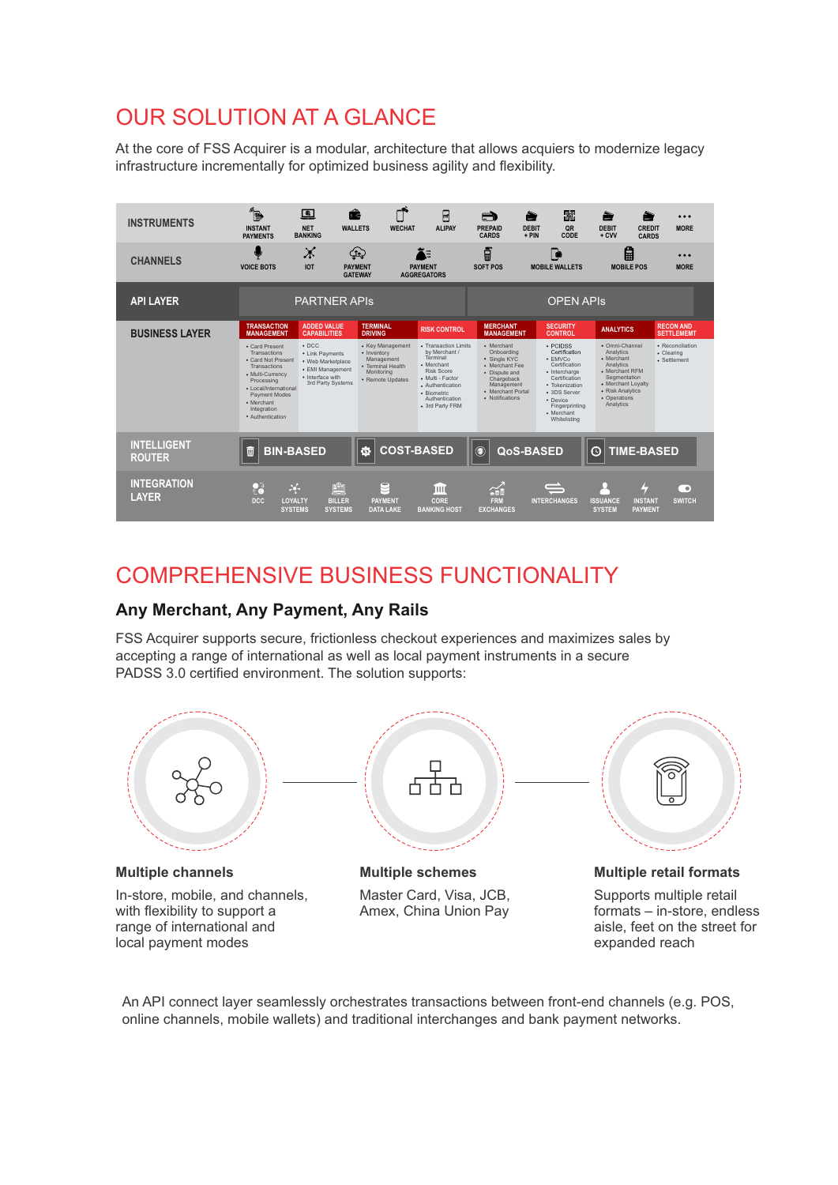# OUR SOLUTION AT A GLANCE

At the core of FSS Acquirer is a modular, architecture that allows acquiers to modernize legacy infrastructure incrementally for optimized business agility and flexibility.

**INSTRUMENTS:** INSTANT PAYMENTS, NET BANKING, WALLETS, WECHAT, ALIPAY, PREPAID CARDS, DEBIT + PIN, QR CODE, DEBIT + CVV, CREDIT CARDS, MORE

**CHANNELS:** VOICE BOTS, IOT, PAYMENT GATEWAY, PAYMENT AGGREGATORS, SOFT POS, MOBILE WALLETS, MOBILE POS, MORE

**API LAYER:** PARTNER APIs, OPEN APIs

**BUSINESS LAYER:**

| TRANSACTION MANAGEMENT | ADDED VALUE CAPABILITIES | TERMINAL DRIVING | RISK CONTROL | MERCHANT MANAGEMENT | SECURITY CONTROL | ANALYTICS | RECON AND SETTLEMENT |
|---|---|---|---|---|---|---|---|
| • Card Present Transactions<br>• Card Not Present Transactions<br>• Multi-Currency Processing<br>• Local/International Payment Modes<br>• Merchant Integration<br>• Authentication | • DCC<br>• Link Payments<br>• Web Marketplace<br>• EMI Management<br>• Interface with 3rd Party Systems | • Key Management<br>• Inventory Management<br>• Terminal Health Monitoring<br>• Remote Updates | • Transaction Limits by Merchant / Terminal<br>• Merchant Risk Score<br>• Multi - Factor Authentication<br>• Biometric Authentication<br>• 3rd Party FRM | • Merchant Onboarding<br>• Single KYC<br>• Merchant Fee<br>• Dispute and Chargeback Management<br>• Merchant Portal<br>• Notifications | • PCIDSS Certification<br>• EMVCo Certification<br>• Interchange Certification<br>• Tokenization<br>• 3DS Server<br>• Device Fingerprinting<br>• Merchant Whitelisting | • Omni-Channel Analytics<br>• Merchant Analytics<br>• Merchant RFM Segmentation<br>• Merchant Loyalty<br>• Risk Analytics<br>• Operations Analytics | • Reconciliation<br>• Clearing<br>• Settlement |

**INTELLIGENT ROUTER:** BIN-BASED, COST-BASED, QoS-BASED, TIME-BASED

**INTEGRATION LAYER:** DCC, LOYALTY SYSTEMS, BILLER SYSTEMS, PAYMENT DATA LAKE, CORE BANKING HOST, FRM EXCHANGES, INTERCHANGES, ISSUANCE SYSTEM, INSTANT PAYMENT, SWITCH

# COMPREHENSIVE BUSINESS FUNCTIONALITY

## Any Merchant, Any Payment, Any Rails

FSS Acquirer supports secure, frictionless checkout experiences and maximizes sales by accepting a range of international as well as local payment instruments in a secure PADSS 3.0 certified environment. The solution supports:

**Multiple channels**

In-store, mobile, and channels, with flexibility to support a range of international and local payment modes

**Multiple schemes**

Master Card, Visa, JCB, Amex, China Union Pay

**Multiple retail formats**

Supports multiple retail formats – in-store, endless aisle, feet on the street for expanded reach

An API connect layer seamlessly orchestrates transactions between front-end channels (e.g. POS, online channels, mobile wallets) and traditional interchanges and bank payment networks.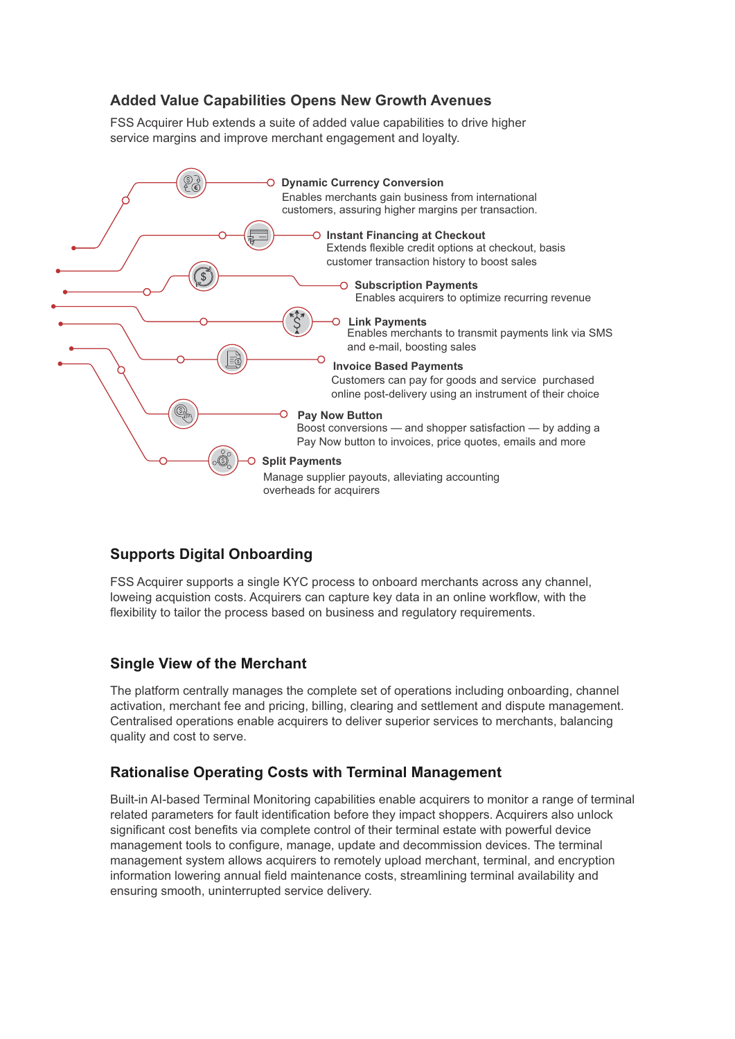## Added Value Capabilities Opens New Growth Avenues

FSS Acquirer Hub extends a suite of added value capabilities to drive higher service margins and improve merchant engagement and loyalty.

**Dynamic Currency Conversion**
Enables merchants gain business from international customers, assuring higher margins per transaction.

**Instant Financing at Checkout**
Extends flexible credit options at checkout, basis customer transaction history to boost sales

**Subscription Payments**
Enables acquirers to optimize recurring revenue

**Link Payments**
Enables merchants to transmit payments link via SMS and e-mail, boosting sales

**Invoice Based Payments**
Customers can pay for goods and service purchased online post-delivery using an instrument of their choice

**Pay Now Button**
Boost conversions — and shopper satisfaction — by adding a Pay Now button to invoices, price quotes, emails and more

**Split Payments**
Manage supplier payouts, alleviating accounting overheads for acquirers

## Supports Digital Onboarding

FSS Acquirer supports a single KYC process to onboard merchants across any channel, loweing acquistion costs. Acquirers can capture key data in an online workflow, with the flexibility to tailor the process based on business and regulatory requirements.

## Single View of the Merchant

The platform centrally manages the complete set of operations including onboarding, channel activation, merchant fee and pricing, billing, clearing and settlement and dispute management. Centralised operations enable acquirers to deliver superior services to merchants, balancing quality and cost to serve.

## Rationalise Operating Costs with Terminal Management

Built-in AI-based Terminal Monitoring capabilities enable acquirers to monitor a range of terminal related parameters for fault identification before they impact shoppers. Acquirers also unlock significant cost benefits via complete control of their terminal estate with powerful device management tools to configure, manage, update and decommission devices. The terminal management system allows acquirers to remotely upload merchant, terminal, and encryption information lowering annual field maintenance costs, streamlining terminal availability and ensuring smooth, uninterrupted service delivery.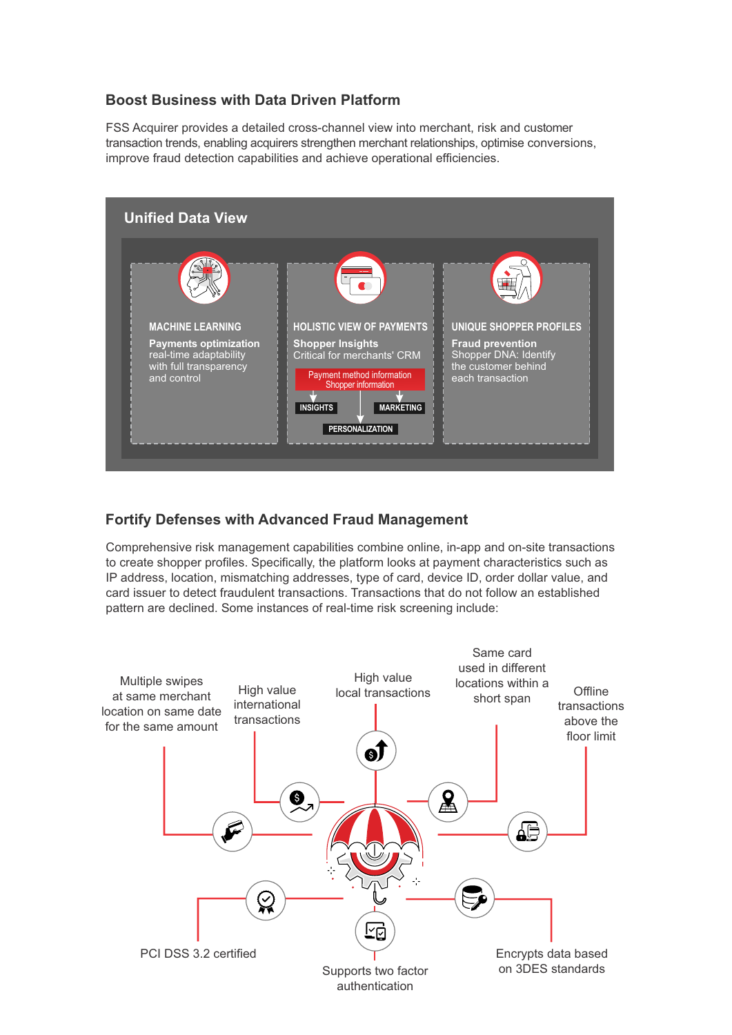## Boost Business with Data Driven Platform

FSS Acquirer provides a detailed cross-channel view into merchant, risk and customer transaction trends, enabling acquirers strengthen merchant relationships, optimise conversions, improve fraud detection capabilities and achieve operational efficiencies.

### Unified Data View

**MACHINE LEARNING**

**Payments optimization**
real-time adaptability with full transparency and control

**HOLISTIC VIEW OF PAYMENTS**

**Shopper Insights**
Critical for merchants' CRM

Payment method information
Shopper information

INSIGHTS | MARKETING

PERSONALIZATION

**UNIQUE SHOPPER PROFILES**

**Fraud prevention**
Shopper DNA: Identify the customer behind each transaction

## Fortify Defenses with Advanced Fraud Management

Comprehensive risk management capabilities combine online, in-app and on-site transactions to create shopper profiles. Specifically, the platform looks at payment characteristics such as IP address, location, mismatching addresses, type of card, device ID, order dollar value, and card issuer to detect fraudulent transactions. Transactions that do not follow an established pattern are declined. Some instances of real-time risk screening include:

- Multiple swipes at same merchant location on same date for the same amount
- High value international transactions
- High value local transactions
- Same card used in different locations within a short span
- Offline transactions above the floor limit
- PCI DSS 3.2 certified
- Supports two factor authentication
- Encrypts data based on 3DES standards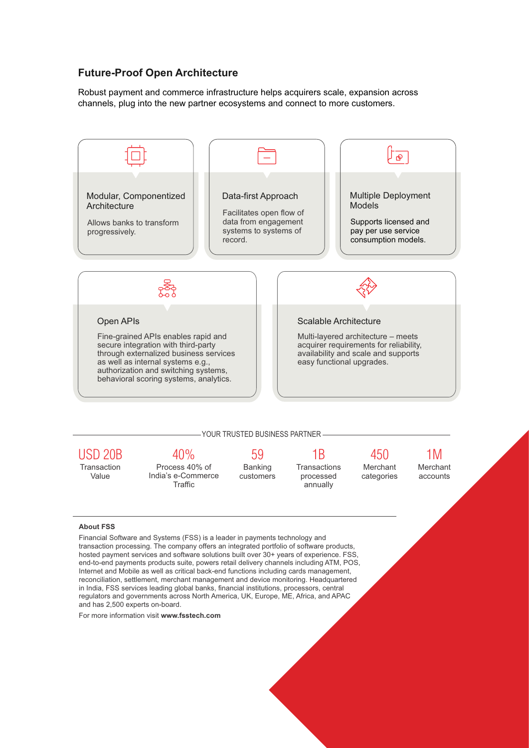## Future-Proof Open Architecture

Robust payment and commerce infrastructure helps acquirers scale, expansion across channels, plug into the new partner ecosystems and connect to more customers.

### Modular, Componentized Architecture

Allows banks to transform progressively.

### Data-first Approach

Facilitates open flow of data from engagement systems to systems of record.

### Multiple Deployment Models

Supports licensed and pay per use service consumption models.

### Open APIs

Fine-grained APIs enables rapid and secure integration with third-party through externalized business services as well as internal systems e.g., authorization and switching systems, behavioral scoring systems, analytics.

### Scalable Architecture

Multi-layered architecture – meets acquirer requirements for reliability, availability and scale and supports easy functional upgrades.

YOUR TRUSTED BUSINESS PARTNER

USD 20B
Transaction Value

40%
Process 40% of India's e-Commerce Traffic

59
Banking customers

1B
Transactions processed annually

450
Merchant categories

1M
Merchant accounts

**About FSS**

Financial Software and Systems (FSS) is a leader in payments technology and transaction processing. The company offers an integrated portfolio of software products, hosted payment services and software solutions built over 30+ years of experience. FSS, end-to-end payments products suite, powers retail delivery channels including ATM, POS, Internet and Mobile as well as critical back-end functions including cards management, reconciliation, settlement, merchant management and device monitoring. Headquartered in India, FSS services leading global banks, financial institutions, processors, central regulators and governments across North America, UK, Europe, ME, Africa, and APAC and has 2,500 experts on-board.

For more information visit **www.fsstech.com**